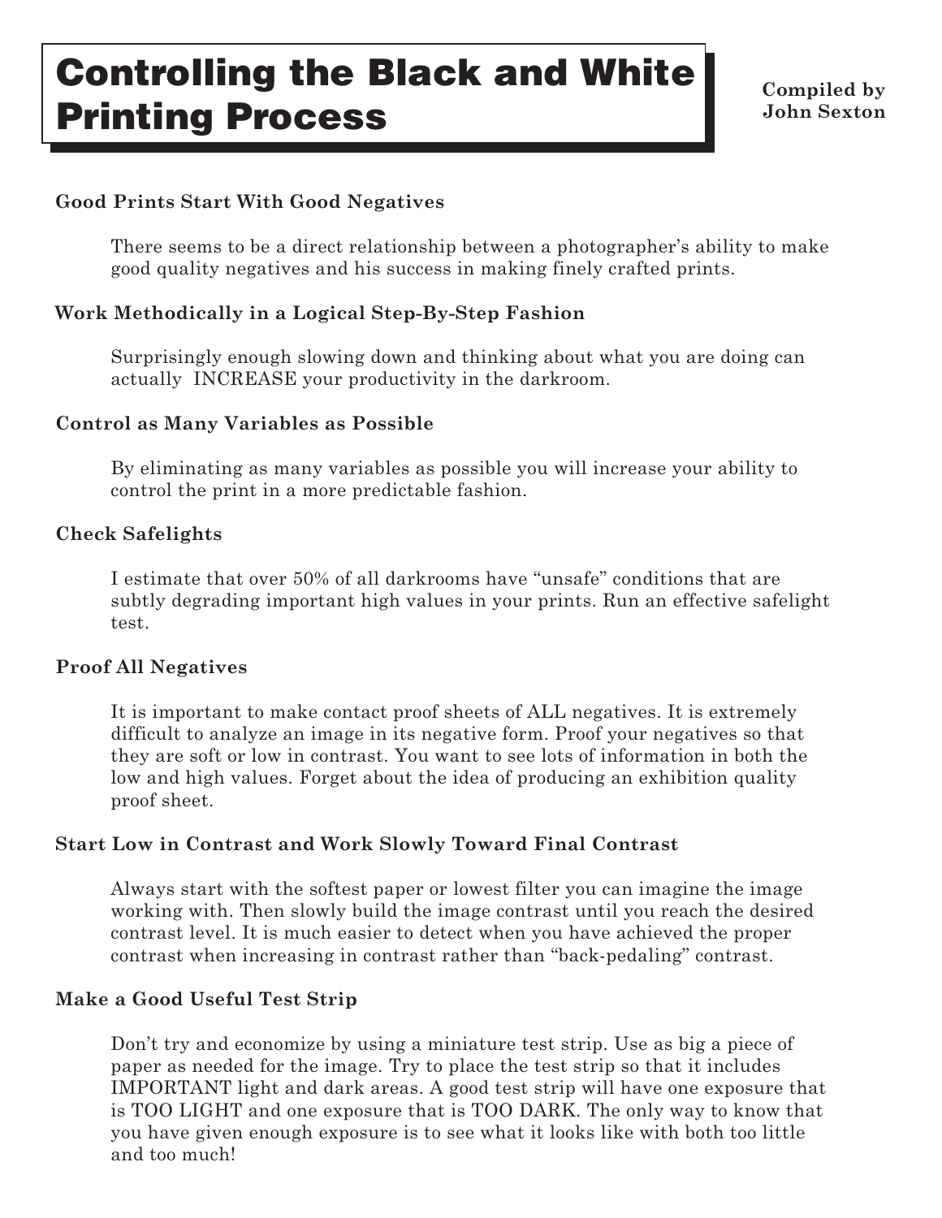# Controlling the Black and White Printing Process

**Compiled by John Sexton**

### Good Prints Start With Good Negatives

There seems to be a direct relationship between a photographer's ability to make good quality negatives and his success in making finely crafted prints.

### Work Methodically in a Logical Step-By-Step Fashion

Surprisingly enough slowing down and thinking about what you are doing can actually INCREASE your productivity in the darkroom.

### Control as Many Variables as Possible

By eliminating as many variables as possible you will increase your ability to control the print in a more predictable fashion.

### Check Safelights

I estimate that over 50% of all darkrooms have "unsafe" conditions that are subtly degrading important high values in your prints. Run an effective safelight test.

### Proof All Negatives

It is important to make contact proof sheets of ALL negatives. It is extremely difficult to analyze an image in its negative form. Proof your negatives so that they are soft or low in contrast. You want to see lots of information in both the low and high values. Forget about the idea of producing an exhibition quality proof sheet.

### Start Low in Contrast and Work Slowly Toward Final Contrast

Always start with the softest paper or lowest filter you can imagine the image working with. Then slowly build the image contrast until you reach the desired contrast level. It is much easier to detect when you have achieved the proper contrast when increasing in contrast rather than "back-pedaling" contrast.

### Make a Good Useful Test Strip

Don't try and economize by using a miniature test strip. Use as big a piece of paper as needed for the image. Try to place the test strip so that it includes IMPORTANT light and dark areas. A good test strip will have one exposure that is TOO LIGHT and one exposure that is TOO DARK. The only way to know that you have given enough exposure is to see what it looks like with both too little and too much!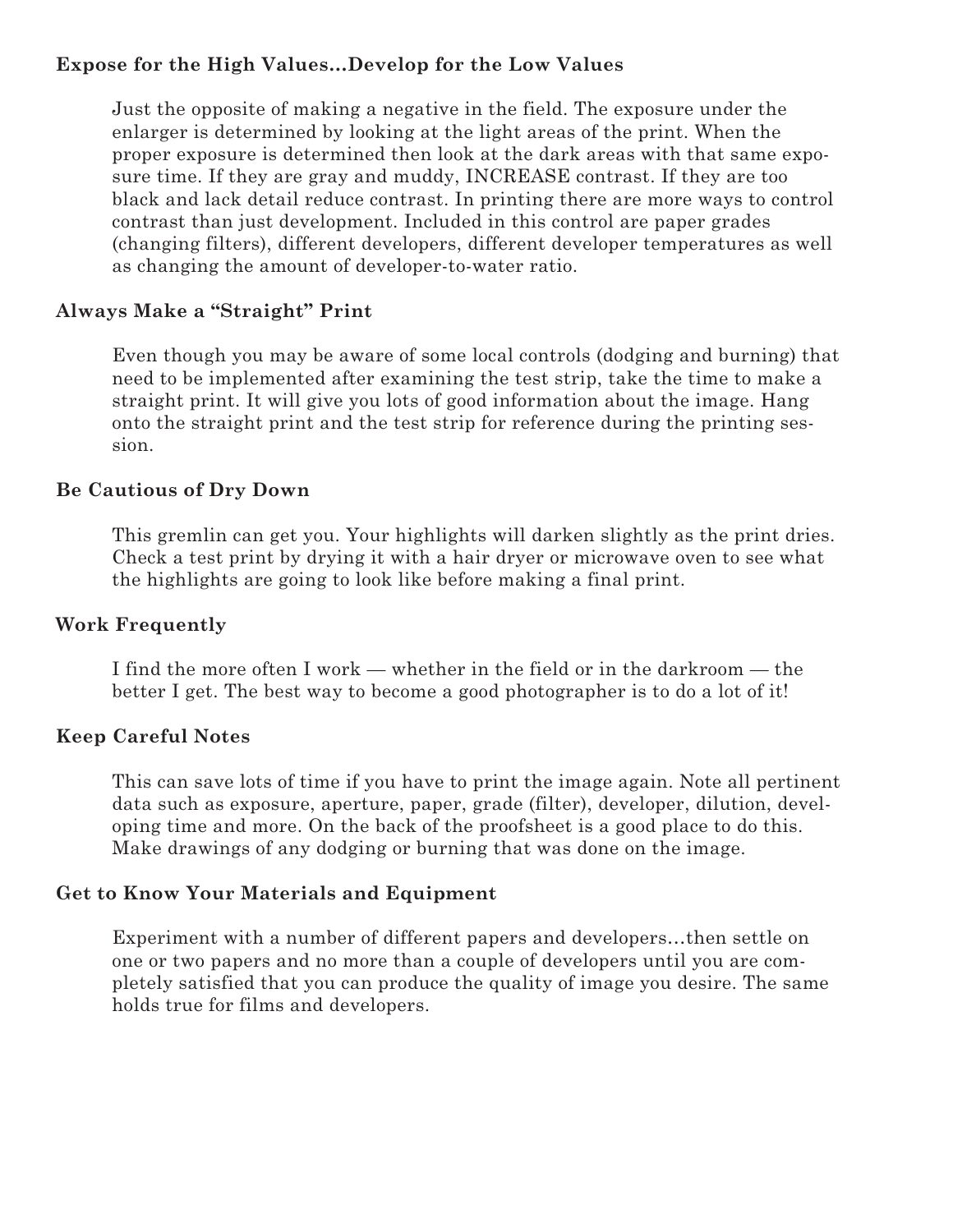**Expose for the High Values…Develop for the Low Values**

Just the opposite of making a negative in the field. The exposure under the enlarger is determined by looking at the light areas of the print. When the proper exposure is determined then look at the dark areas with that same exposure time. If they are gray and muddy, INCREASE contrast. If they are too black and lack detail reduce contrast. In printing there are more ways to control contrast than just development. Included in this control are paper grades (changing filters), different developers, different developer temperatures as well as changing the amount of developer-to-water ratio.

**Always Make a "Straight" Print**

Even though you may be aware of some local controls (dodging and burning) that need to be implemented after examining the test strip, take the time to make a straight print. It will give you lots of good information about the image. Hang onto the straight print and the test strip for reference during the printing session.

**Be Cautious of Dry Down**

This gremlin can get you. Your highlights will darken slightly as the print dries. Check a test print by drying it with a hair dryer or microwave oven to see what the highlights are going to look like before making a final print.

**Work Frequently**

I find the more often I work — whether in the field or in the darkroom — the better I get. The best way to become a good photographer is to do a lot of it!

**Keep Careful Notes**

This can save lots of time if you have to print the image again. Note all pertinent data such as exposure, aperture, paper, grade (filter), developer, dilution, developing time and more. On the back of the proofsheet is a good place to do this. Make drawings of any dodging or burning that was done on the image.

**Get to Know Your Materials and Equipment**

Experiment with a number of different papers and developers…then settle on one or two papers and no more than a couple of developers until you are completely satisfied that you can produce the quality of image you desire. The same holds true for films and developers.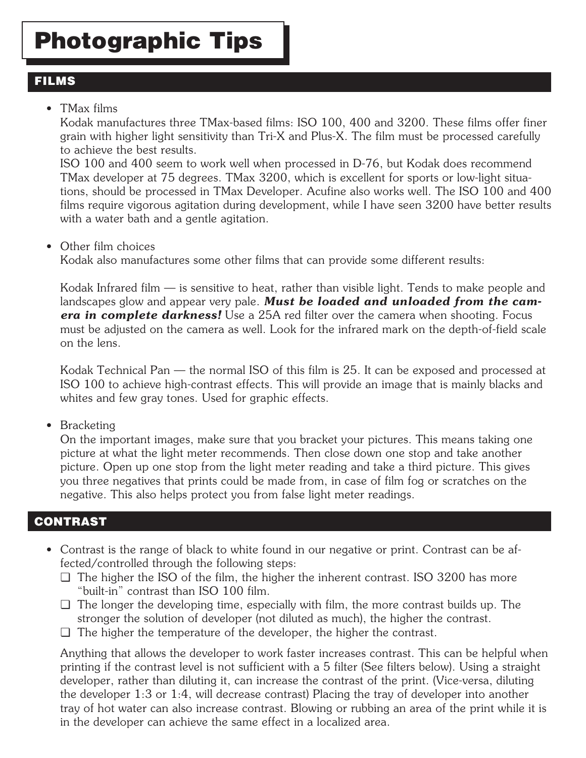# Photographic Tips

## FILMS

- TMax films

  Kodak manufactures three TMax-based films: ISO 100, 400 and 3200. These films offer finer grain with higher light sensitivity than Tri-X and Plus-X. The film must be processed carefully to achieve the best results.

  ISO 100 and 400 seem to work well when processed in D-76, but Kodak does recommend TMax developer at 75 degrees. TMax 3200, which is excellent for sports or low-light situations, should be processed in TMax Developer. Acufine also works well. The ISO 100 and 400 films require vigorous agitation during development, while I have seen 3200 have better results with a water bath and a gentle agitation.

- Other film choices

  Kodak also manufactures some other films that can provide some different results:

  Kodak Infrared film — is sensitive to heat, rather than visible light. Tends to make people and landscapes glow and appear very pale. ***Must be loaded and unloaded from the camera in complete darkness!*** Use a 25A red filter over the camera when shooting. Focus must be adjusted on the camera as well. Look for the infrared mark on the depth-of-field scale on the lens.

  Kodak Technical Pan — the normal ISO of this film is 25. It can be exposed and processed at ISO 100 to achieve high-contrast effects. This will provide an image that is mainly blacks and whites and few gray tones. Used for graphic effects.

- Bracketing

  On the important images, make sure that you bracket your pictures. This means taking one picture at what the light meter recommends. Then close down one stop and take another picture. Open up one stop from the light meter reading and take a third picture. This gives you three negatives that prints could be made from, in case of film fog or scratches on the negative. This also helps protect you from false light meter readings.

## CONTRAST

- Contrast is the range of black to white found in our negative or print. Contrast can be affected/controlled through the following steps:
  - ❑ The higher the ISO of the film, the higher the inherent contrast. ISO 3200 has more "built-in" contrast than ISO 100 film.
  - ❑ The longer the developing time, especially with film, the more contrast builds up. The stronger the solution of developer (not diluted as much), the higher the contrast.
  - ❑ The higher the temperature of the developer, the higher the contrast.

  Anything that allows the developer to work faster increases contrast. This can be helpful when printing if the contrast level is not sufficient with a 5 filter (See filters below). Using a straight developer, rather than diluting it, can increase the contrast of the print. (Vice-versa, diluting the developer 1:3 or 1:4, will decrease contrast) Placing the tray of developer into another tray of hot water can also increase contrast. Blowing or rubbing an area of the print while it is in the developer can achieve the same effect in a localized area.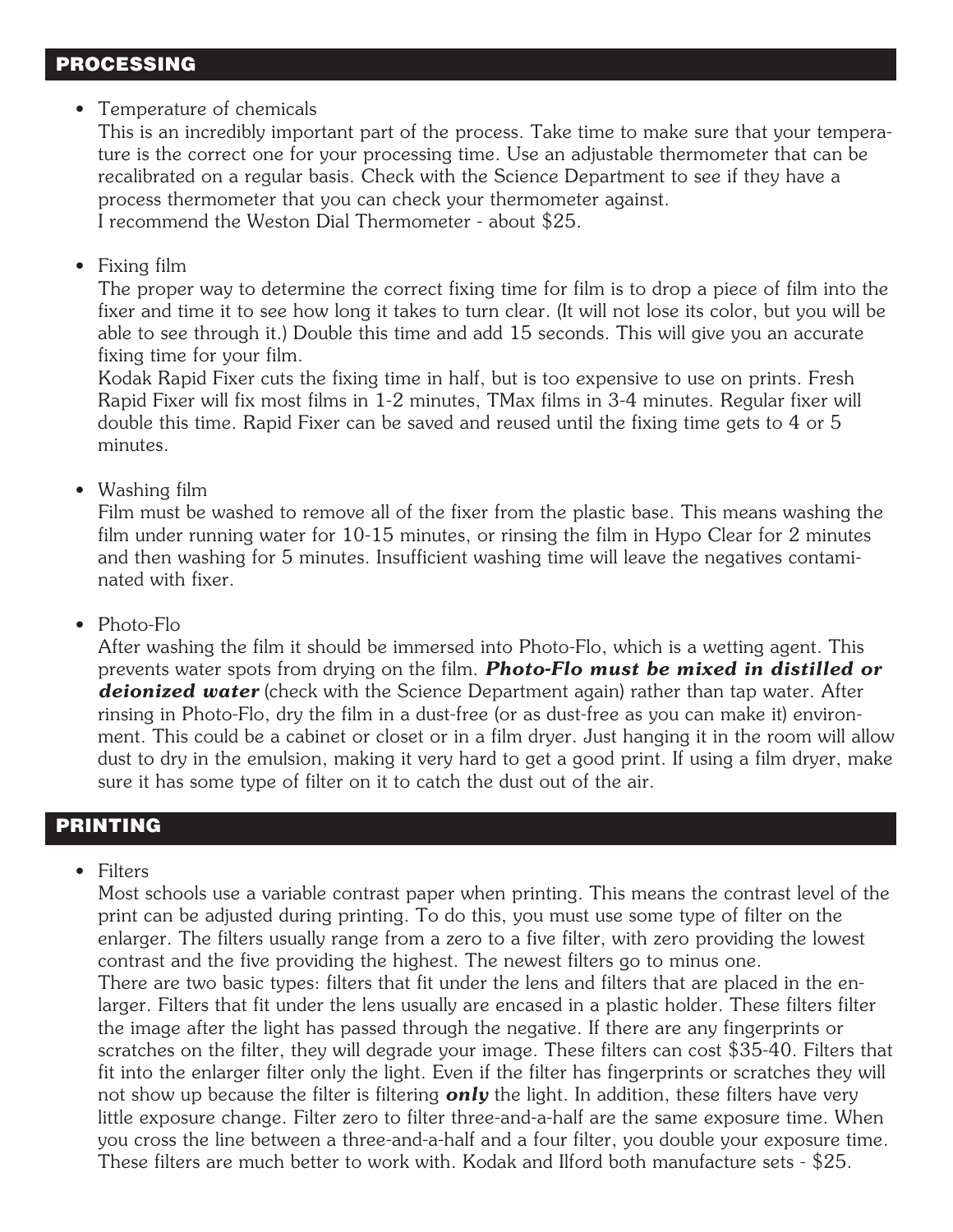## PROCESSING

- Temperature of chemicals

  This is an incredibly important part of the process. Take time to make sure that your temperature is the correct one for your processing time. Use an adjustable thermometer that can be recalibrated on a regular basis. Check with the Science Department to see if they have a process thermometer that you can check your thermometer against.
  I recommend the Weston Dial Thermometer - about $25.

- Fixing film

  The proper way to determine the correct fixing time for film is to drop a piece of film into the fixer and time it to see how long it takes to turn clear. (It will not lose its color, but you will be able to see through it.) Double this time and add 15 seconds. This will give you an accurate fixing time for your film.
  Kodak Rapid Fixer cuts the fixing time in half, but is too expensive to use on prints. Fresh Rapid Fixer will fix most films in 1-2 minutes, TMax films in 3-4 minutes. Regular fixer will double this time. Rapid Fixer can be saved and reused until the fixing time gets to 4 or 5 minutes.

- Washing film

  Film must be washed to remove all of the fixer from the plastic base. This means washing the film under running water for 10-15 minutes, or rinsing the film in Hypo Clear for 2 minutes and then washing for 5 minutes. Insufficient washing time will leave the negatives contaminated with fixer.

- Photo-Flo

  After washing the film it should be immersed into Photo-Flo, which is a wetting agent. This prevents water spots from drying on the film. ***Photo-Flo must be mixed in distilled or deionized water*** (check with the Science Department again) rather than tap water. After rinsing in Photo-Flo, dry the film in a dust-free (or as dust-free as you can make it) environment. This could be a cabinet or closet or in a film dryer. Just hanging it in the room will allow dust to dry in the emulsion, making it very hard to get a good print. If using a film dryer, make sure it has some type of filter on it to catch the dust out of the air.

## PRINTING

- Filters

  Most schools use a variable contrast paper when printing. This means the contrast level of the print can be adjusted during printing. To do this, you must use some type of filter on the enlarger. The filters usually range from a zero to a five filter, with zero providing the lowest contrast and the five providing the highest. The newest filters go to minus one.
  There are two basic types: filters that fit under the lens and filters that are placed in the enlarger. Filters that fit under the lens usually are encased in a plastic holder. These filters filter the image after the light has passed through the negative. If there are any fingerprints or scratches on the filter, they will degrade your image. These filters can cost $35-40. Filters that fit into the enlarger filter only the light. Even if the filter has fingerprints or scratches they will not show up because the filter is filtering ***only*** the light. In addition, these filters have very little exposure change. Filter zero to filter three-and-a-half are the same exposure time. When you cross the line between a three-and-a-half and a four filter, you double your exposure time. These filters are much better to work with. Kodak and Ilford both manufacture sets - $25.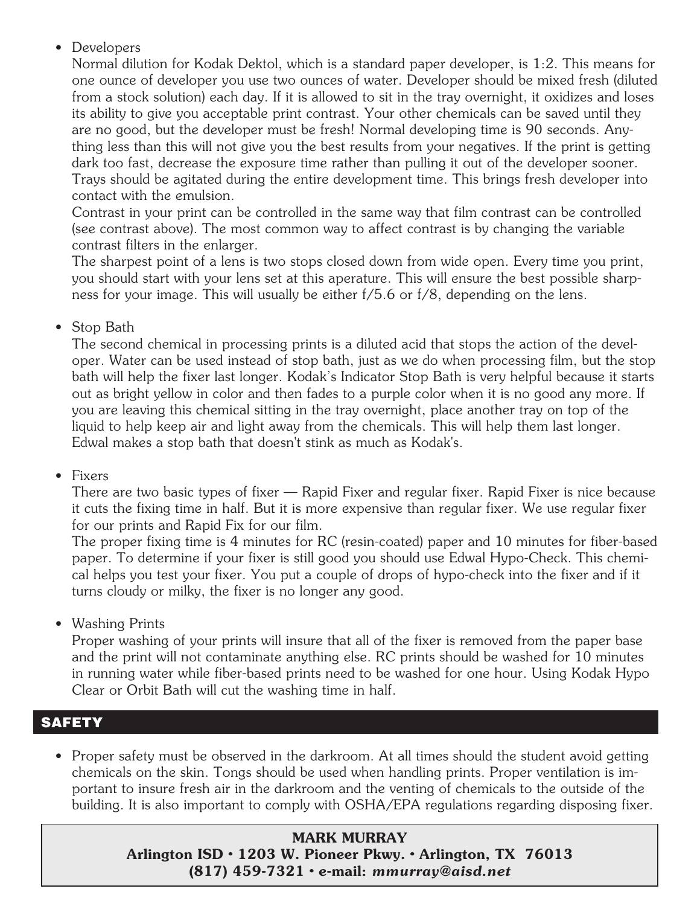- Developers

  Normal dilution for Kodak Dektol, which is a standard paper developer, is 1:2. This means for one ounce of developer you use two ounces of water. Developer should be mixed fresh (diluted from a stock solution) each day. If it is allowed to sit in the tray overnight, it oxidizes and loses its ability to give you acceptable print contrast. Your other chemicals can be saved until they are no good, but the developer must be fresh! Normal developing time is 90 seconds. Anything less than this will not give you the best results from your negatives. If the print is getting dark too fast, decrease the exposure time rather than pulling it out of the developer sooner. Trays should be agitated during the entire development time. This brings fresh developer into contact with the emulsion.

  Contrast in your print can be controlled in the same way that film contrast can be controlled (see contrast above). The most common way to affect contrast is by changing the variable contrast filters in the enlarger.

  The sharpest point of a lens is two stops closed down from wide open. Every time you print, you should start with your lens set at this aperature. This will ensure the best possible sharpness for your image. This will usually be either f/5.6 or f/8, depending on the lens.

- Stop Bath

  The second chemical in processing prints is a diluted acid that stops the action of the developer. Water can be used instead of stop bath, just as we do when processing film, but the stop bath will help the fixer last longer. Kodak's Indicator Stop Bath is very helpful because it starts out as bright yellow in color and then fades to a purple color when it is no good any more. If you are leaving this chemical sitting in the tray overnight, place another tray on top of the liquid to help keep air and light away from the chemicals. This will help them last longer. Edwal makes a stop bath that doesn't stink as much as Kodak's.

- Fixers

  There are two basic types of fixer — Rapid Fixer and regular fixer. Rapid Fixer is nice because it cuts the fixing time in half. But it is more expensive than regular fixer. We use regular fixer for our prints and Rapid Fix for our film.

  The proper fixing time is 4 minutes for RC (resin-coated) paper and 10 minutes for fiber-based paper. To determine if your fixer is still good you should use Edwal Hypo-Check. This chemical helps you test your fixer. You put a couple of drops of hypo-check into the fixer and if it turns cloudy or milky, the fixer is no longer any good.

- Washing Prints

  Proper washing of your prints will insure that all of the fixer is removed from the paper base and the print will not contaminate anything else. RC prints should be washed for 10 minutes in running water while fiber-based prints need to be washed for one hour. Using Kodak Hypo Clear or Orbit Bath will cut the washing time in half.

## SAFETY

- Proper safety must be observed in the darkroom. At all times should the student avoid getting chemicals on the skin. Tongs should be used when handling prints. Proper ventilation is important to insure fresh air in the darkroom and the venting of chemicals to the outside of the building. It is also important to comply with OSHA/EPA regulations regarding disposing fixer.

**MARK MURRAY**
**Arlington ISD • 1203 W. Pioneer Pkwy. • Arlington, TX 76013**
**(817) 459-7321 • e-mail: *mmurray@aisd.net***